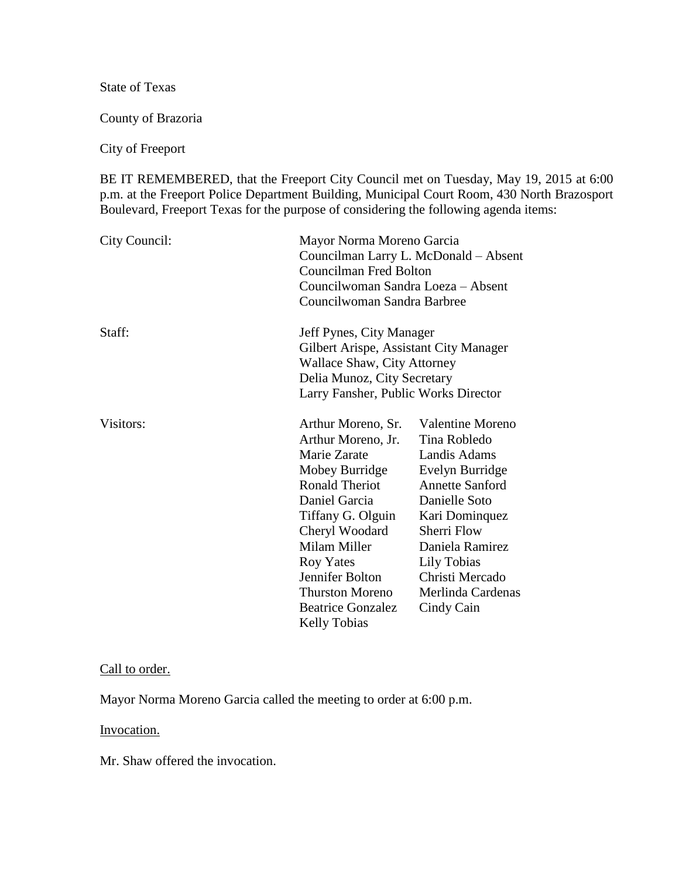State of Texas

County of Brazoria

City of Freeport

BE IT REMEMBERED, that the Freeport City Council met on Tuesday, May 19, 2015 at 6:00 p.m. at the Freeport Police Department Building, Municipal Court Room, 430 North Brazosport Boulevard, Freeport Texas for the purpose of considering the following agenda items:

City Council:

Mayor Norma Moreno Garcia
Councilman Larry L. McDonald – Absent
Councilman Fred Bolton
Councilwoman Sandra Loeza – Absent
Councilwoman Sandra Barbree

Staff:

Jeff Pynes, City Manager
Gilbert Arispe, Assistant City Manager
Wallace Shaw, City Attorney
Delia Munoz, City Secretary
Larry Fansher, Public Works Director

Visitors:

| | |
|---|---|
| Arthur Moreno, Sr. | Valentine Moreno |
| Arthur Moreno, Jr. | Tina Robledo |
| Marie Zarate | Landis Adams |
| Mobey Burridge | Evelyn Burridge |
| Ronald Theriot | Annette Sanford |
| Daniel Garcia | Danielle Soto |
| Tiffany G. Olguin | Kari Dominquez |
| Cheryl Woodard | Sherri Flow |
| Milam Miller | Daniela Ramirez |
| Roy Yates | Lily Tobias |
| Jennifer Bolton | Christi Mercado |
| Thurston Moreno | Merlinda Cardenas |
| Beatrice Gonzalez | Cindy Cain |
| Kelly Tobias | |

Call to order.

Mayor Norma Moreno Garcia called the meeting to order at 6:00 p.m.

Invocation.

Mr. Shaw offered the invocation.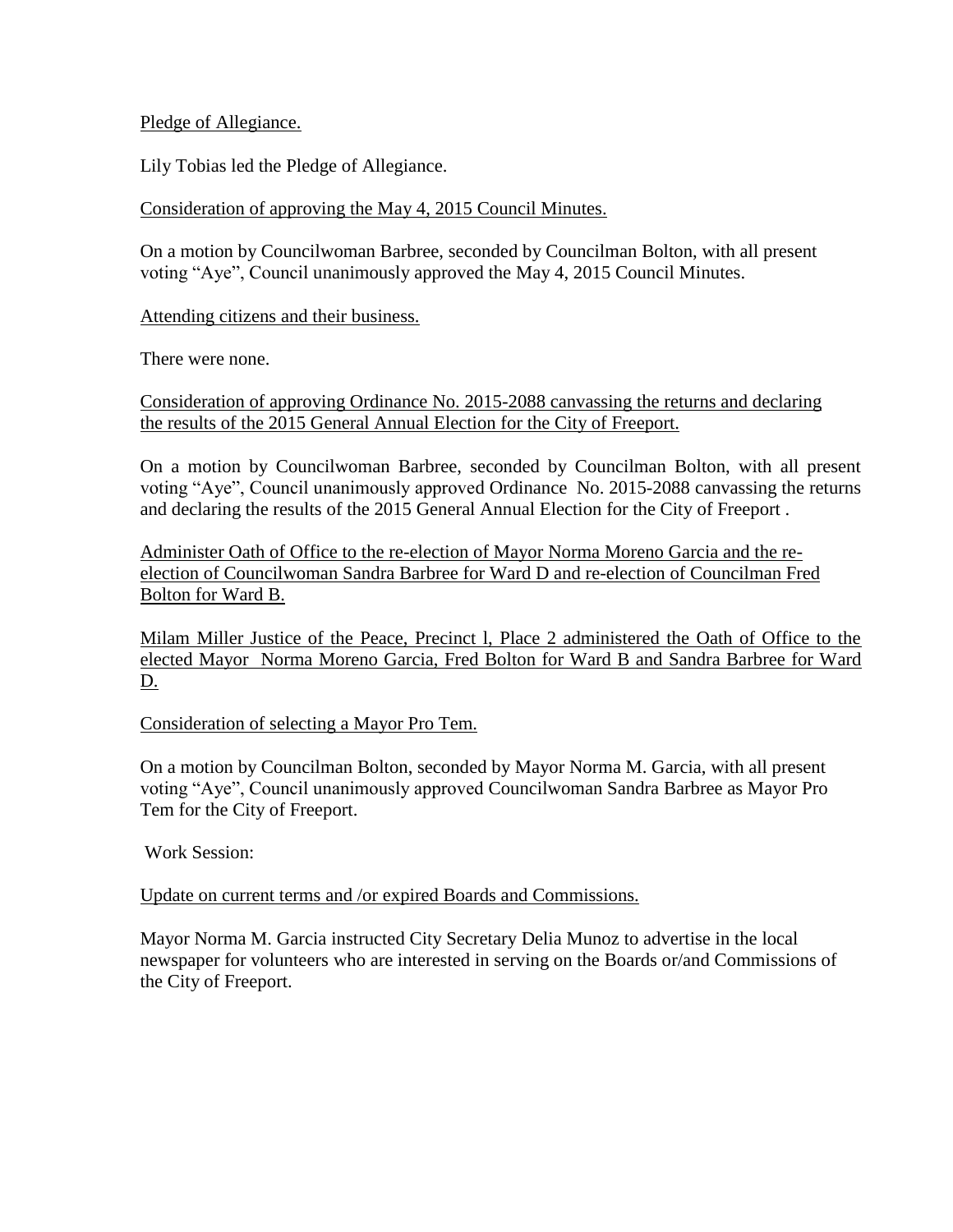Pledge of Allegiance.

Lily Tobias led the Pledge of Allegiance.

Consideration of approving the May 4, 2015 Council Minutes.

On a motion by Councilwoman Barbree, seconded by Councilman Bolton, with all present voting "Aye", Council unanimously approved the May 4, 2015 Council Minutes.

Attending citizens and their business.

There were none.

Consideration of approving Ordinance No. 2015-2088 canvassing the returns and declaring the results of the 2015 General Annual Election for the City of Freeport.

On a motion by Councilwoman Barbree, seconded by Councilman Bolton, with all present voting "Aye", Council unanimously approved Ordinance No. 2015-2088 canvassing the returns and declaring the results of the 2015 General Annual Election for the City of Freeport .

Administer Oath of Office to the re-election of Mayor Norma Moreno Garcia and the re-election of Councilwoman Sandra Barbree for Ward D and re-election of Councilman Fred Bolton for Ward B.

Milam Miller Justice of the Peace, Precinct l, Place 2 administered the Oath of Office to the elected Mayor Norma Moreno Garcia, Fred Bolton for Ward B and Sandra Barbree for Ward D.

Consideration of selecting a Mayor Pro Tem.

On a motion by Councilman Bolton, seconded by Mayor Norma M. Garcia, with all present voting "Aye", Council unanimously approved Councilwoman Sandra Barbree as Mayor Pro Tem for the City of Freeport.

Work Session:

Update on current terms and /or expired Boards and Commissions.

Mayor Norma M. Garcia instructed City Secretary Delia Munoz to advertise in the local newspaper for volunteers who are interested in serving on the Boards or/and Commissions of the City of Freeport.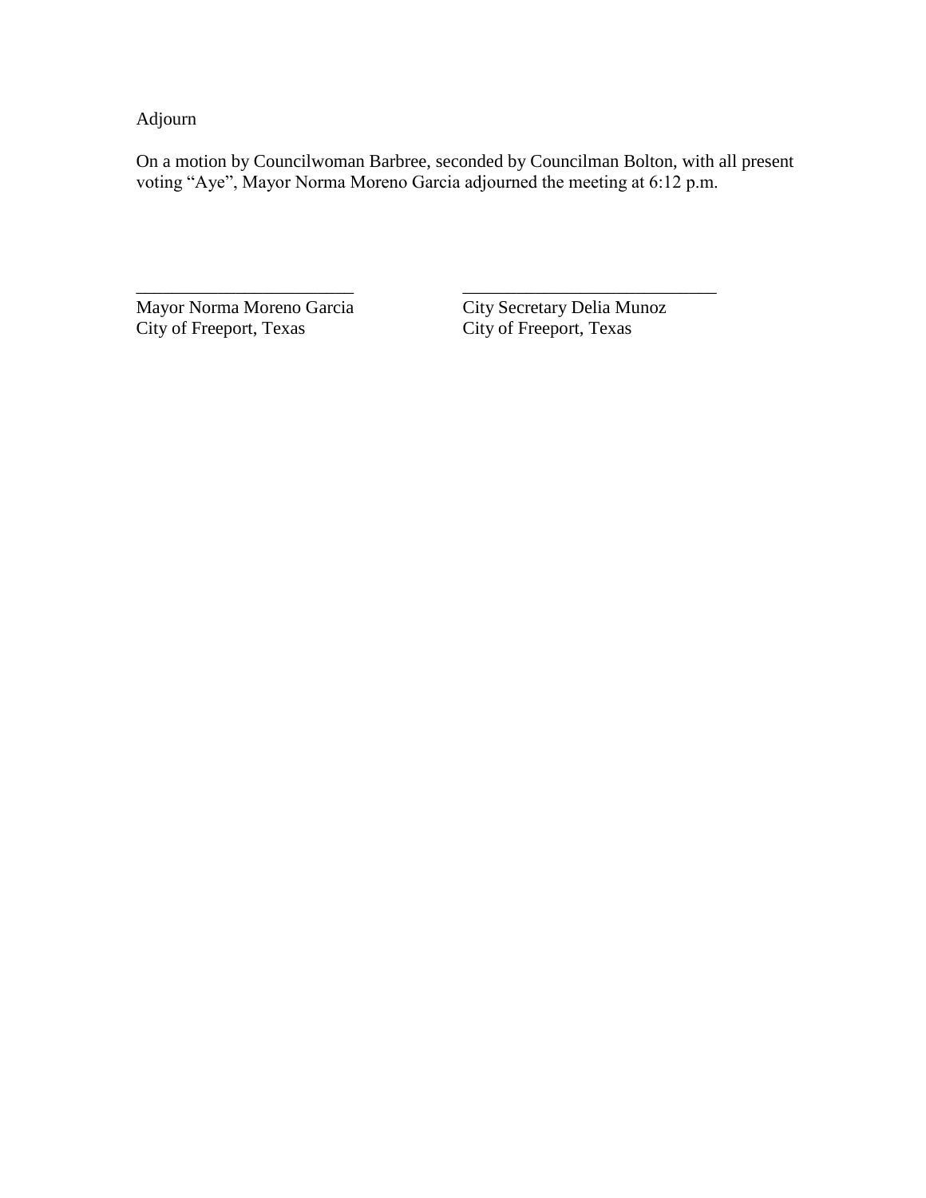Adjourn

On a motion by Councilwoman Barbree, seconded by Councilman Bolton, with all present voting "Aye", Mayor Norma Moreno Garcia adjourned the meeting at 6:12 p.m.

________________________ ____________________________

Mayor Norma Moreno Garcia
City of Freeport, Texas

City Secretary Delia Munoz
City of Freeport, Texas